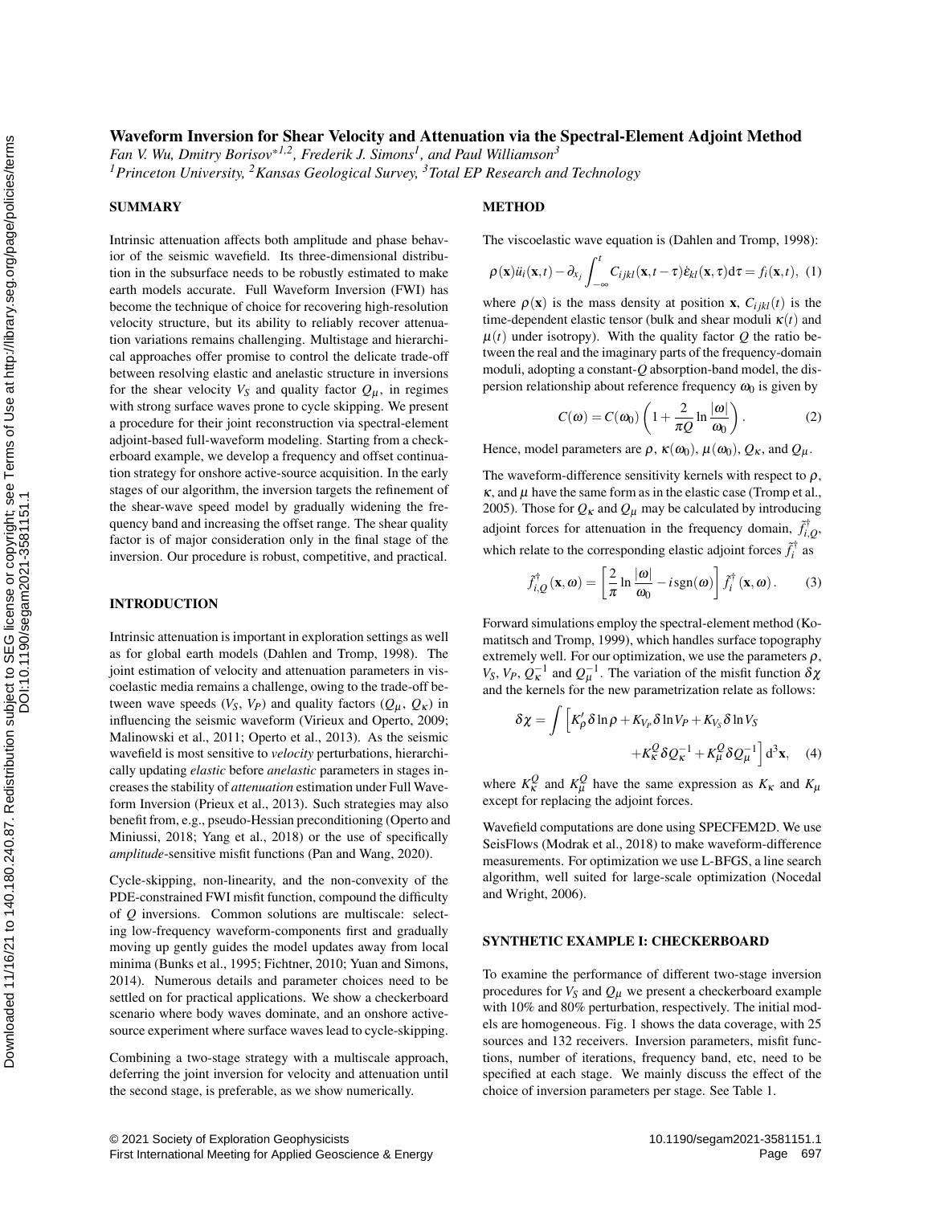# Waveform Inversion for Shear Velocity and Attenuation via the Spectral-Element Adjoint Method

*Fan V. Wu, Dmitry Borisov*[1,2]*, Frederik J. Simons*[1]*, and Paul Williamson*[3]

[1]*Princeton University,* [2]*Kansas Geological Survey,* [3]*Total EP Research and Technology*

## SUMMARY

Intrinsic attenuation affects both amplitude and phase behavior of the seismic wavefield. Its three-dimensional distribution in the subsurface needs to be robustly estimated to make earth models accurate. Full Waveform Inversion (FWI) has become the technique of choice for recovering high-resolution velocity structure, but its ability to reliably recover attenuation variations remains challenging. Multistage and hierarchical approaches offer promise to control the delicate trade-off between resolving elastic and anelastic structure in inversions for the shear velocity $V_S$ and quality factor $Q_\mu$, in regimes with strong surface waves prone to cycle skipping. We present a procedure for their joint reconstruction via spectral-element adjoint-based full-waveform modeling. Starting from a checkerboard example, we develop a frequency and offset continuation strategy for onshore active-source acquisition. In the early stages of our algorithm, the inversion targets the refinement of the shear-wave speed model by gradually widening the frequency band and increasing the offset range. The shear quality factor is of major consideration only in the final stage of the inversion. Our procedure is robust, competitive, and practical.

## INTRODUCTION

Intrinsic attenuation is important in exploration settings as well as for global earth models (Dahlen and Tromp, 1998). The joint estimation of velocity and attenuation parameters in viscoelastic media remains a challenge, owing to the trade-off between wave speeds ($V_S$, $V_P$) and quality factors ($Q_\mu$, $Q_\kappa$) in influencing the seismic waveform (Virieux and Operto, 2009; Malinowski et al., 2011; Operto et al., 2013). As the seismic wavefield is most sensitive to *velocity* perturbations, hierarchically updating *elastic* before *anelastic* parameters in stages increases the stability of *attenuation* estimation under Full Waveform Inversion (Prieux et al., 2013). Such strategies may also benefit from, e.g., pseudo-Hessian preconditioning (Operto and Miniussi, 2018; Yang et al., 2018) or the use of specifically *amplitude*-sensitive misfit functions (Pan and Wang, 2020).

Cycle-skipping, non-linearity, and the non-convexity of the PDE-constrained FWI misfit function, compound the difficulty of $Q$ inversions. Common solutions are multiscale: selecting low-frequency waveform-components first and gradually moving up gently guides the model updates away from local minima (Bunks et al., 1995; Fichtner, 2010; Yuan and Simons, 2014). Numerous details and parameter choices need to be settled on for practical applications. We show a checkerboard scenario where body waves dominate, and an onshore active-source experiment where surface waves lead to cycle-skipping.

Combining a two-stage strategy with a multiscale approach, deferring the joint inversion for velocity and attenuation until the second stage, is preferable, as we show numerically.

## METHOD

The viscoelastic wave equation is (Dahlen and Tromp, 1998):

$$\rho(\mathbf{x})\ddot{u}_i(\mathbf{x},t) - \partial_{x_j}\int_{-\infty}^{t} C_{ijkl}(\mathbf{x},t-\tau)\dot{\varepsilon}_{kl}(\mathbf{x},\tau)\mathrm{d}\tau = f_i(\mathbf{x},t), \quad (1)$$

where $\rho(\mathbf{x})$ is the mass density at position $\mathbf{x}$, $C_{ijkl}(t)$ is the time-dependent elastic tensor (bulk and shear moduli $\kappa(t)$ and $\mu(t)$ under isotropy). With the quality factor $Q$ the ratio between the real and the imaginary parts of the frequency-domain moduli, adopting a constant-$Q$ absorption-band model, the dispersion relationship about reference frequency $\omega_0$ is given by

$$C(\omega) = C(\omega_0)\left(1 + \frac{2}{\pi Q}\ln\frac{|\omega|}{\omega_0}\right). \quad (2)$$

Hence, model parameters are $\rho$, $\kappa(\omega_0)$, $\mu(\omega_0)$, $Q_\kappa$, and $Q_\mu$.

The waveform-difference sensitivity kernels with respect to $\rho$, $\kappa$, and $\mu$ have the same form as in the elastic case (Tromp et al., 2005). Those for $Q_\kappa$ and $Q_\mu$ may be calculated by introducing adjoint forces for attenuation in the frequency domain, $\tilde{f}^{\dagger}_{i,Q}$, which relate to the corresponding elastic adjoint forces $\tilde{f}^{\dagger}_i$ as

$$\tilde{f}^{\dagger}_{i,Q}(\mathbf{x},\omega) = \left[\frac{2}{\pi}\ln\frac{|\omega|}{\omega_0} - i\,\mathrm{sgn}(\omega)\right]\tilde{f}^{\dagger}_i(\mathbf{x},\omega). \quad (3)$$

Forward simulations employ the spectral-element method (Komatitsch and Tromp, 1999), which handles surface topography extremely well. For our optimization, we use the parameters $\rho$, $V_S$, $V_P$, $Q_\kappa^{-1}$ and $Q_\mu^{-1}$. The variation of the misfit function $\delta\chi$ and the kernels for the new parametrization relate as follows:

$$\delta\chi = \int\Big[K'_\rho\,\delta\ln\rho + K_{V_P}\,\delta\ln V_P + K_{V_S}\,\delta\ln V_S + K^Q_\kappa\,\delta Q_\kappa^{-1} + K^Q_\mu\,\delta Q_\mu^{-1}\Big]\,\mathrm{d}^3\mathbf{x}, \quad (4)$$

where $K^Q_\kappa$ and $K^Q_\mu$ have the same expression as $K_\kappa$ and $K_\mu$ except for replacing the adjoint forces.

Wavefield computations are done using SPECFEM2D. We use SeisFlows (Modrak et al., 2018) to make waveform-difference measurements. For optimization we use L-BFGS, a line search algorithm, well suited for large-scale optimization (Nocedal and Wright, 2006).

## SYNTHETIC EXAMPLE I: CHECKERBOARD

To examine the performance of different two-stage inversion procedures for $V_S$ and $Q_\mu$ we present a checkerboard example with 10% and 80% perturbation, respectively. The initial models are homogeneous. Fig. 1 shows the data coverage, with 25 sources and 132 receivers. Inversion parameters, misfit functions, number of iterations, frequency band, etc, need to be specified at each stage. We mainly discuss the effect of the choice of inversion parameters per stage. See Table 1.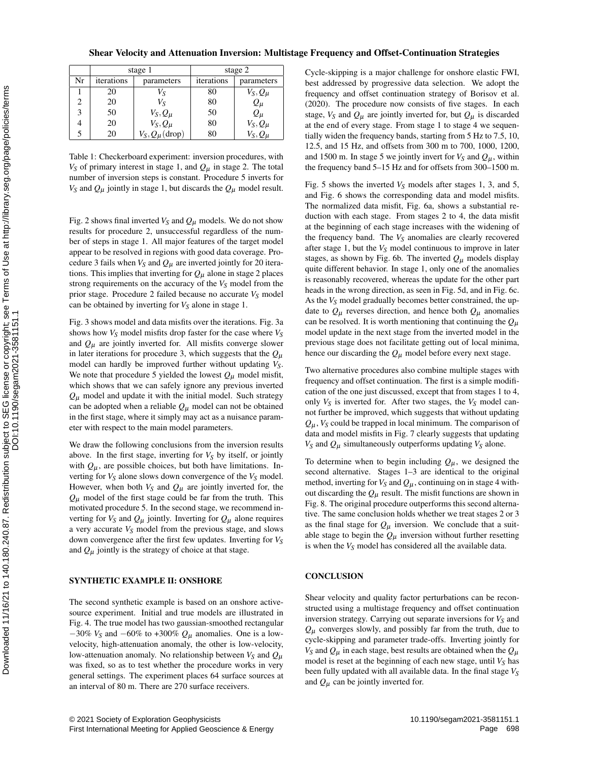| | stage 1 | | stage 2 | |
|---|---|---|---|---|
| Nr | iterations | parameters | iterations | parameters |
| 1 | 20 | $V_S$ | 80 | $V_S, Q_\mu$ |
| 2 | 20 | $V_S$ | 80 | $Q_\mu$ |
| 3 | 50 | $V_S, Q_\mu$ | 50 | $Q_\mu$ |
| 4 | 20 | $V_S, Q_\mu$ | 80 | $V_S, Q_\mu$ |
| 5 | 20 | $V_S, Q_\mu(\text{drop})$ | 80 | $V_S, Q_\mu$ |

Table 1: Checkerboard experiment: inversion procedures, with $V_S$ of primary interest in stage 1, and $Q_\mu$ in stage 2. The total number of inversion steps is constant. Procedure 5 inverts for $V_S$ and $Q_\mu$ jointly in stage 1, but discards the $Q_\mu$ model result.

Fig. 2 shows final inverted $V_S$ and $Q_\mu$ models. We do not show results for procedure 2, unsuccessful regardless of the number of steps in stage 1. All major features of the target model appear to be resolved in regions with good data coverage. Procedure 3 fails when $V_S$ and $Q_\mu$ are inverted jointly for 20 iterations. This implies that inverting for $Q_\mu$ alone in stage 2 places strong requirements on the accuracy of the $V_S$ model from the prior stage. Procedure 2 failed because no accurate $V_S$ model can be obtained by inverting for $V_S$ alone in stage 1.

Fig. 3 shows model and data misfits over the iterations. Fig. 3a shows how $V_S$ model misfits drop faster for the case where $V_S$ and $Q_\mu$ are jointly inverted for. All misfits converge slower in later iterations for procedure 3, which suggests that the $Q_\mu$ model can hardly be improved further without updating $V_S$. We note that procedure 5 yielded the lowest $Q_\mu$ model misfit, which shows that we can safely ignore any previous inverted $Q_\mu$ model and update it with the initial model. Such strategy can be adopted when a reliable $Q_\mu$ model can not be obtained in the first stage, where it simply may act as a nuisance parameter with respect to the main model parameters.

We draw the following conclusions from the inversion results above. In the first stage, inverting for $V_S$ by itself, or jointly with $Q_\mu$, are possible choices, but both have limitations. Inverting for $V_S$ alone slows down convergence of the $V_S$ model. However, when both $V_S$ and $Q_\mu$ are jointly inverted for, the $Q_\mu$ model of the first stage could be far from the truth. This motivated procedure 5. In the second stage, we recommend inverting for $V_S$ and $Q_\mu$ jointly. Inverting for $Q_\mu$ alone requires a very accurate $V_S$ model from the previous stage, and slows down convergence after the first few updates. Inverting for $V_S$ and $Q_\mu$ jointly is the strategy of choice at that stage.

## SYNTHETIC EXAMPLE II: ONSHORE

The second synthetic example is based on an onshore active-source experiment. Initial and true models are illustrated in Fig. 4. The true model has two gaussian-smoothed rectangular $-30\%$ $V_S$ and $-60\%$ to $+300\%$ $Q_\mu$ anomalies. One is a low-velocity, high-attenuation anomaly, the other is low-velocity, low-attenuation anomaly. No relationship between $V_S$ and $Q_\mu$ was fixed, so as to test whether the procedure works in very general settings. The experiment places 64 surface sources at an interval of 80 m. There are 270 surface receivers.

Cycle-skipping is a major challenge for onshore elastic FWI, best addressed by progressive data selection. We adopt the frequency and offset continuation strategy of Borisov et al. (2020). The procedure now consists of five stages. In each stage, $V_S$ and $Q_\mu$ are jointly inverted for, but $Q_\mu$ is discarded at the end of every stage. From stage 1 to stage 4 we sequentially widen the frequency bands, starting from 5 Hz to 7.5, 10, 12.5, and 15 Hz, and offsets from 300 m to 700, 1000, 1200, and 1500 m. In stage 5 we jointly invert for $V_S$ and $Q_\mu$, within the frequency band 5–15 Hz and for offsets from 300–1500 m.

Fig. 5 shows the inverted $V_S$ models after stages 1, 3, and 5, and Fig. 6 shows the corresponding data and model misfits. The normalized data misfit, Fig. 6a, shows a substantial reduction with each stage. From stages 2 to 4, the data misfit at the beginning of each stage increases with the widening of the frequency band. The $V_S$ anomalies are clearly recovered after stage 1, but the $V_S$ model continuous to improve in later stages, as shown by Fig. 6b. The inverted $Q_\mu$ models display quite different behavior. In stage 1, only one of the anomalies is reasonably recovered, whereas the update for the other part heads in the wrong direction, as seen in Fig. 5d, and in Fig. 6c. As the $V_S$ model gradually becomes better constrained, the update to $Q_\mu$ reverses direction, and hence both $Q_\mu$ anomalies can be resolved. It is worth mentioning that continuing the $Q_\mu$ model update in the next stage from the inverted model in the previous stage does not facilitate getting out of local minima, hence our discarding the $Q_\mu$ model before every next stage.

Two alternative procedures also combine multiple stages with frequency and offset continuation. The first is a simple modification of the one just discussed, except that from stages 1 to 4, only $V_S$ is inverted for. After two stages, the $V_S$ model cannot further be improved, which suggests that without updating $Q_\mu$, $V_S$ could be trapped in local minimum. The comparison of data and model misfits in Fig. 7 clearly suggests that updating $V_S$ and $Q_\mu$ simultaneously outperforms updating $V_S$ alone.

To determine when to begin including $Q_\mu$, we designed the second alternative. Stages 1–3 are identical to the original method, inverting for $V_S$ and $Q_\mu$, continuing on in stage 4 without discarding the $Q_\mu$ result. The misfit functions are shown in Fig. 8. The original procedure outperforms this second alternative. The same conclusion holds whether we treat stages 2 or 3 as the final stage for $Q_\mu$ inversion. We conclude that a suitable stage to begin the $Q_\mu$ inversion without further resetting is when the $V_S$ model has considered all the available data.

## CONCLUSION

Shear velocity and quality factor perturbations can be reconstructed using a multistage frequency and offset continuation inversion strategy. Carrying out separate inversions for $V_S$ and $Q_\mu$ converges slowly, and possibly far from the truth, due to cycle-skipping and parameter trade-offs. Inverting jointly for $V_S$ and $Q_\mu$ in each stage, best results are obtained when the $Q_\mu$ model is reset at the beginning of each new stage, until $V_S$ has been fully updated with all available data. In the final stage $V_S$ and $Q_\mu$ can be jointly inverted for.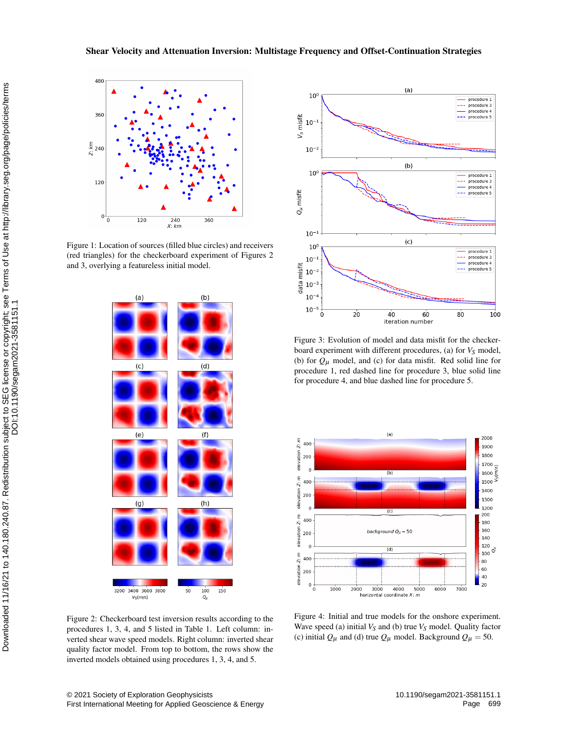Figure 1: Location of sources (filled blue circles) and receivers (red triangles) for the checkerboard experiment of Figures 2 and 3, overlying a featureless initial model.

Figure 2: Checkerboard test inversion results according to the procedures 1, 3, 4, and 5 listed in Table 1. Left column: inverted shear wave speed models. Right column: inverted shear quality factor model. From top to bottom, the rows show the inverted models obtained using procedures 1, 3, 4, and 5.

Figure 3: Evolution of model and data misfit for the checkerboard experiment with different procedures, (a) for $V_S$ model, (b) for $Q_\mu$ model, and (c) for data misfit. Red solid line for procedure 1, red dashed line for procedure 3, blue solid line for procedure 4, and blue dashed line for procedure 5.

Figure 4: Initial and true models for the onshore experiment. Wave speed (a) initial $V_S$ and (b) true $V_S$ model. Quality factor (c) initial $Q_\mu$ and (d) true $Q_\mu$ model. Background $Q_\mu = 50$.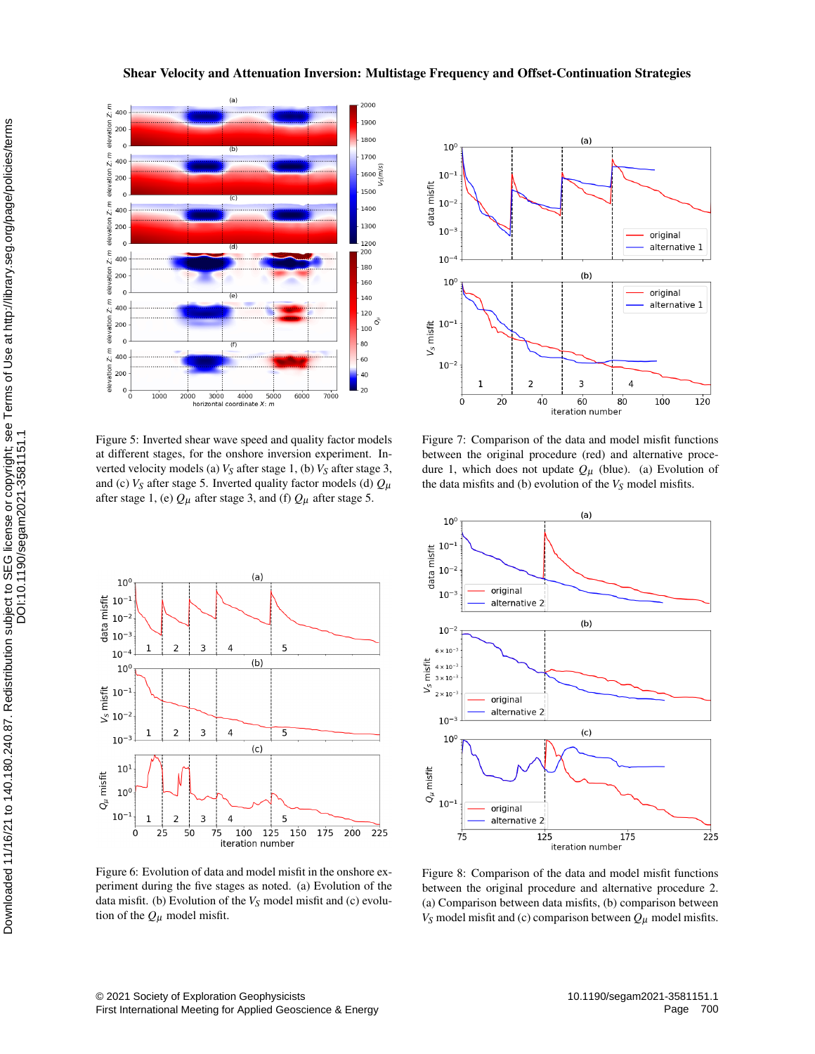Figure 5: Inverted shear wave speed and quality factor models at different stages, for the onshore inversion experiment. Inverted velocity models (a) $V_S$ after stage 1, (b) $V_S$ after stage 3, and (c) $V_S$ after stage 5. Inverted quality factor models (d) $Q_\mu$ after stage 1, (e) $Q_\mu$ after stage 3, and (f) $Q_\mu$ after stage 5.

Figure 6: Evolution of data and model misfit in the onshore experiment during the five stages as noted. (a) Evolution of the data misfit. (b) Evolution of the $V_S$ model misfit and (c) evolution of the $Q_\mu$ model misfit.

Figure 7: Comparison of the data and model misfit functions between the original procedure (red) and alternative procedure 1, which does not update $Q_\mu$ (blue). (a) Evolution of the data misfits and (b) evolution of the $V_S$ model misfits.

Figure 8: Comparison of the data and model misfit functions between the original procedure and alternative procedure 2. (a) Comparison between data misfits, (b) comparison between $V_S$ model misfit and (c) comparison between $Q_\mu$ model misfits.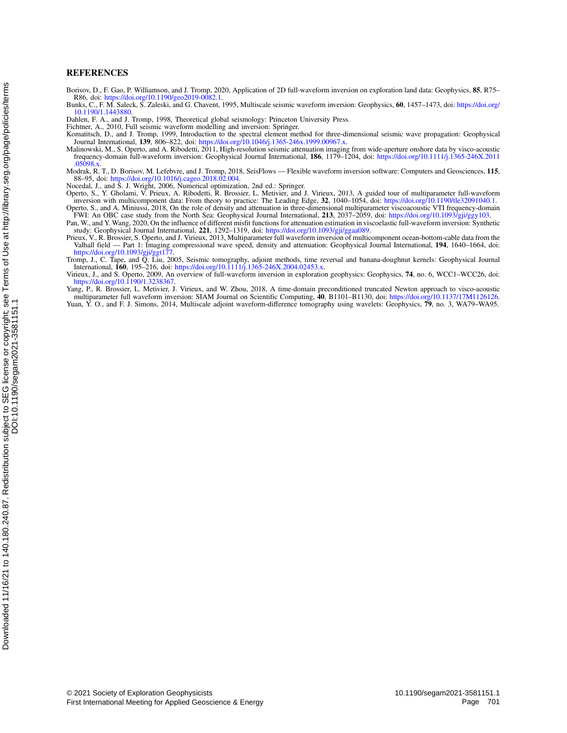## REFERENCES

Borisov, D., F. Gao, P. Williamson, and J. Tromp, 2020, Application of 2D full-waveform inversion on exploration land data: Geophysics, **85**, R75–R86, doi: https://doi.org/10.1190/geo2019-0082.1.

Bunks, C., F. M. Saleck, S. Zaleski, and G. Chavent, 1995, Multiscale seismic waveform inversion: Geophysics, **60**, 1457–1473, doi: https://doi.org/10.1190/1.1443880.

Dahlen, F. A., and J. Tromp, 1998, Theoretical global seismology: Princeton University Press.

Fichtner, A., 2010, Full seismic waveform modelling and inversion: Springer.

Komatitsch, D., and J. Tromp, 1999, Introduction to the spectral element method for three-dimensional seismic wave propagation: Geophysical Journal International, **139**, 806–822, doi: https://doi.org/10.1046/j.1365-246x.1999.00967.x.

Malinowski, M., S. Operto, and A. Ribodetti, 2011, High-resolution seismic attenuation imaging from wide-aperture onshore data by visco-acoustic frequency-domain full-waveform inversion: Geophysical Journal International, **186**, 1179–1204, doi: https://doi.org/10.1111/j.1365-246X.2011.05098.x.

Modrak, R. T., D. Borisov, M. Lefebvre, and J. Tromp, 2018, SeisFlows — Flexible waveform inversion software: Computers and Geosciences, **115**, 88–95, doi: https://doi.org/10.1016/j.cageo.2018.02.004.

Nocedal, J., and S. J. Wright, 2006, Numerical optimization, 2nd ed.: Springer.

Operto, S., Y. Gholami, V. Prieux, A. Ribodetti, R. Brossier, L. Metivier, and J. Virieux, 2013, A guided tour of multiparameter full-waveform inversion with multicomponent data: From theory to practice: The Leading Edge, **32**, 1040–1054, doi: https://doi.org/10.1190/tle32091040.1.

Operto, S., and A. Miniussi, 2018, On the role of density and attenuation in three-dimensional multiparameter viscoacoustic VTI frequency-domain FWI: An OBC case study from the North Sea: Geophysical Journal International, **213**, 2037–2059, doi: https://doi.org/10.1093/gji/ggy103.

Pan, W., and Y. Wang, 2020, On the influence of different misfit functions for attenuation estimation in viscoelastic full-waveform inversion: Synthetic study: Geophysical Journal International, **221**, 1292–1319, doi: https://doi.org/10.1093/gji/ggaa089.

Prieux, V., R. Brossier, S. Operto, and J. Virieux, 2013, Multiparameter full waveform inversion of multicomponent ocean-bottom-cable data from the Valhall field — Part 1: Imaging compressional wave speed, density and attenuation: Geophysical Journal International, **194**, 1640–1664, doi: https://doi.org/10.1093/gji/ggt177.

Tromp, J., C. Tape, and Q. Liu, 2005, Seismic tomography, adjoint methods, time reversal and banana-doughnut kernels: Geophysical Journal International, **160**, 195–216, doi: https://doi.org/10.1111/j.1365-246X.2004.02453.x.

Virieux, J., and S. Operto, 2009, An overview of full-waveform inversion in exploration geophysics: Geophysics, **74**, no. 6, WCC1–WCC26, doi: https://doi.org/10.1190/1.3238367.

Yang, P., R. Brossier, L. Metivier, J. Virieux, and W. Zhou, 2018, A time-domain preconditioned truncated Newton approach to visco-acoustic multiparameter full waveform inversion: SIAM Journal on Scientific Computing, **40**, B1101–B1130, doi: https://doi.org/10.1137/17M1126126.

Yuan, Y. O., and F. J. Simons, 2014, Multiscale adjoint waveform-difference tomography using wavelets: Geophysics, **79**, no. 3, WA79–WA95.